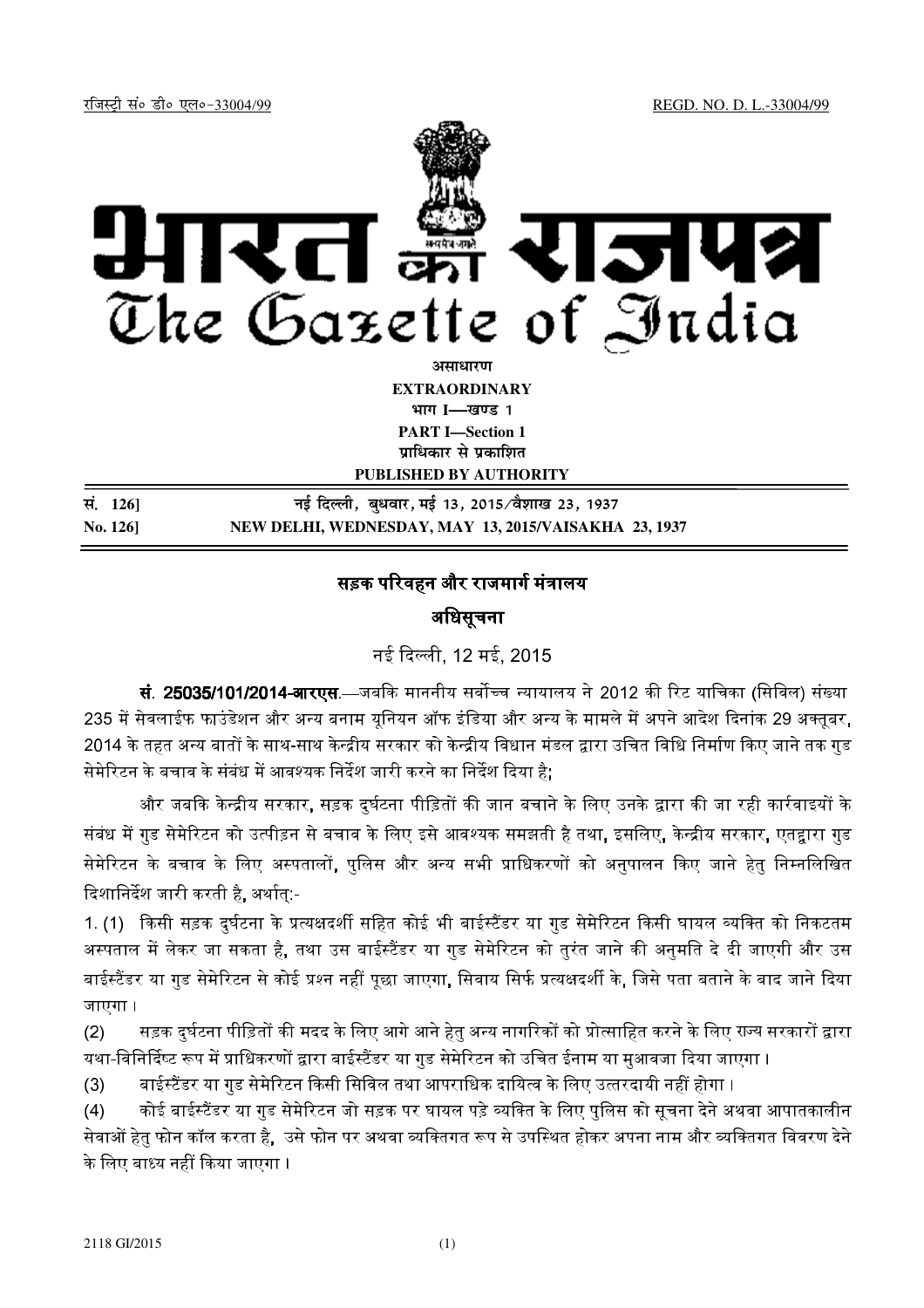रजिस्ट्री सं० डी० एल०-33004/99 REGD. NO. D. L.-33004/99

# भारत का राजपत्र
# The Gazette of India

**असाधारण**
**EXTRAORDINARY**
**भाग I—खण्ड 1**
**PART I—Section 1**
**प्राधिकार से प्रकाशित**
**PUBLISHED BY AUTHORITY**

| | |
|---|---|
| **सं. 126]** | **नई दिल्ली, बुधवार, मई 13, 2015/वैशाख 23, 1937** |
| **No. 126]** | **NEW DELHI, WEDNESDAY, MAY 13, 2015/VAISAKHA 23, 1937** |

## सड़क परिवहन और राजमार्ग मंत्रालय

## अधिसूचना

नई दिल्ली, 12 मई, 2015

**सं. 25035/101/2014-आरएस.**—जबकि माननीय सर्वोच्च न्यायालय ने 2012 की रिट याचिका (सिविल) संख्या 235 में सेवलाईफ फाउंडेशन और अन्य बनाम यूनियन ऑफ इंडिया और अन्य के मामले में अपने आदेश दिनांक 29 अक्तूबर, 2014 के तहत अन्य बातों के साथ-साथ केन्द्रीय सरकार को केन्द्रीय विधान मंडल द्वारा उचित विधि निर्माण किए जाने तक गुड सेमेरिटन के बचाव के संबंध में आवश्यक निर्देश जारी करने का निर्देश दिया है;

और जबकि केन्द्रीय सरकार, सड़क दुर्घटना पीड़ितों की जान बचाने के लिए उनके द्वारा की जा रही कार्रवाइयों के संबंध में गुड सेमेरिटन को उत्पीड़न से बचाव के लिए इसे आवश्यक समझती है तथा, इसलिए, केन्द्रीय सरकार, एतद्वारा गुड सेमेरिटन के बचाव के लिए अस्पतालों, पुलिस और अन्य सभी प्राधिकरणों को अनुपालन किए जाने हेतु निम्नलिखित दिशानिर्देश जारी करती है, अर्थात्:-

1. (1) किसी सड़क दुर्घटना के प्रत्यक्षदर्शी सहित कोई भी बाईस्टैंडर या गुड सेमेरिटन किसी घायल व्यक्ति को निकटतम अस्पताल में लेकर जा सकता है, तथा उस बाईस्टैंडर या गुड सेमेरिटन को तुरंत जाने की अनुमति दे दी जाएगी और उस बाईस्टैंडर या गुड सेमेरिटन से कोई प्रश्न नहीं पूछा जाएगा, सिवाय सिर्फ प्रत्यक्षदर्शी के, जिसे पता बताने के बाद जाने दिया जाएगा।

(2) सड़क दुर्घटना पीड़ितों की मदद के लिए आगे आने हेतु अन्य नागरिकों को प्रोत्साहित करने के लिए राज्य सरकारों द्वारा यथा-विनिर्दिष्ट रूप में प्राधिकरणों द्वारा बाईस्टैंडर या गुड सेमेरिटन को उचित ईनाम या मुआवजा दिया जाएगा।

(3) बाईस्टैंडर या गुड सेमेरिटन किसी सिविल तथा आपराधिक दायित्व के लिए उत्तरदायी नहीं होगा।

(4) कोई बाईस्टैंडर या गुड सेमेरिटन जो सड़क पर घायल पड़े व्यक्ति के लिए पुलिस को सूचना देने अथवा आपातकालीन सेवाओं हेतु फोन कॉल करता है, उसे फोन पर अथवा व्यक्तिगत रूप से उपस्थित होकर अपना नाम और व्यक्तिगत विवरण देने के लिए बाध्य नहीं किया जाएगा।

2118 GI/2015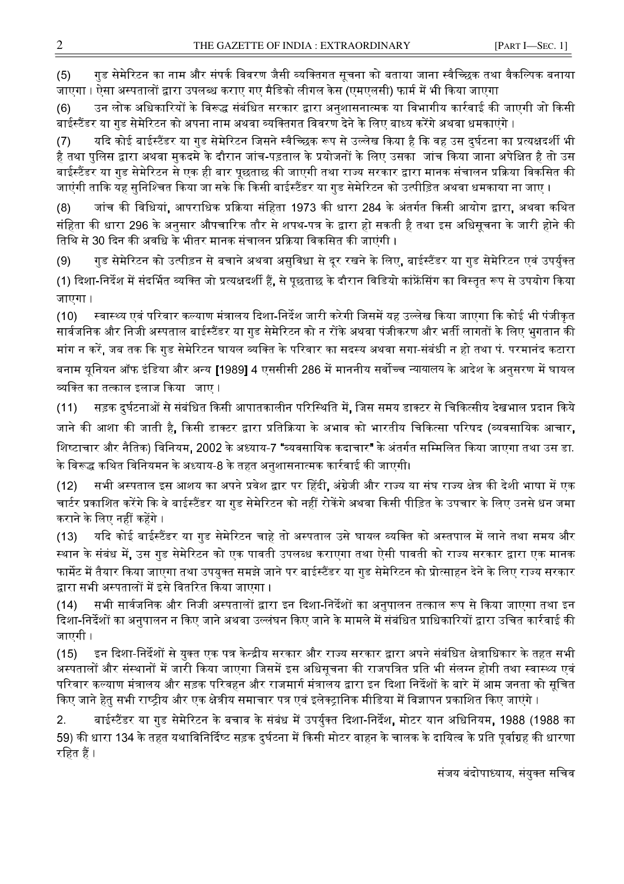(5) गुड सेमेरिटन का नाम और संपर्क विवरण जैसी व्यक्तिगत सूचना को बताया जाना स्वैच्छिक तथा वैकल्पिक बनाया जाएगा। ऐसा अस्पतालों द्वारा उपलब्ध कराए गए मैडिको लीगल केस (एमएलसी) फार्म में भी किया जाएगा

(6) उन लोक अधिकारियों के विरूद्ध संबंधित सरकार द्वारा अनुशासनात्मक या विभागीय कार्रवाई की जाएगी जो किसी बाईस्टैंडर या गुड सेमेरिटन को अपना नाम अथवा व्यक्तिगत विवरण देने के लिए बाध्य करेंगे अथवा धमकाएंगे।

(7) यदि कोई बाईस्टैंडर या गुड सेमेरिटन जिसने स्वैच्छिक रूप से उल्लेख किया है कि वह उस दुर्घटना का प्रत्यक्षदर्शी भी है तथा पुलिस द्वारा अथवा मुकदमे के दौरान जांच-पड़ताल के प्रयोजनों के लिए उसका जांच किया जाना अपेक्षित है तो उस बाईस्टैंडर या गुड सेमेरिटन से एक ही बार पूछताछ की जाएगी तथा राज्य सरकार द्वारा मानक संचालन प्रक्रिया विकसित की जाएंगी ताकि यह सुनिश्चित किया जा सके कि किसी बाईस्टैंडर या गुड सेमेरिटन को उत्पीड़ित अथवा धमकाया ना जाए।

(8) जांच की विधियां, आपराधिक प्रक्रिया संहिता 1973 की धारा 284 के अंतर्गत किसी आयोग द्वारा, अथवा कथित संहिता की धारा 296 के अनुसार औपचारिक तौर से शपथ-पत्र के द्वारा हो सकती है तथा इस अधिसूचना के जारी होने की तिथि से 30 दिन की अवधि के भीतर मानक संचालन प्रक्रिया विकसित की जाएंगी।

(9) गुड सेमेरिटन को उत्पीडन से बचाने अथवा असुविधा से दूर रखने के लिए, बाईस्टैंडर या गुड सेमेरिटन एवं उपर्युक्त (1) दिशा-निर्देश में संदर्भित व्यक्ति जो प्रत्यक्षदर्शी हैं, से पूछताछ के दौरान विडियो कांफ्रेंसिंग का विस्तृत रूप से उपयोग किया जाएगा।

(10) स्वास्थ्य एवं परिवार कल्याण मंत्रालय दिशा-निर्देश जारी करेगी जिसमें यह उल्लेख किया जाएगा कि कोई भी पंजीकृत सार्वजनिक और निजी अस्पताल बाईस्टैंडर या गुड सेमेरिटन को न रोंके अथवा पंजीकरण और भर्ती लागतों के लिए भुगतान की मांग न करें, जब तक कि गुड सेमेरिटन घायल व्यक्ति के परिवार का सदस्य अथवा सगा-संबंधी न हो तथा पं. परमानंद कटारा बनाम यूनियन ऑफ इंडिया और अन्य [1989] 4 एससीसी 286 में माननीय सर्वोच्च न्यायालय के आदेश के अनुसरण में घायल व्यक्ति का तत्काल इलाज किया जाए।

(11) सड़क दुर्घटनाओं से संबंधित किसी आपातकालीन परिस्थिति में, जिस समय डाक्टर से चिकित्सीय देखभाल प्रदान किये जाने की आशा की जाती है, किसी डाक्टर द्वारा प्रतिक्रिया के अभाव को भारतीय चिकित्सा परिषद (व्यवसायिक आचार, शिष्टाचार और नैतिक) विनियम, 2002 के अध्याय-7 "व्यवसायिक कदाचार" के अंतर्गत सम्मिलित किया जाएगा तथा उस डा. के विरूद्ध कथित विनियमन के अध्याय-8 के तहत अनुशासनात्मक कार्रवाई की जाएगी।

(12) सभी अस्पताल इस आशय का अपने प्रवेश द्वार पर हिंदी, अंग्रेजी और राज्य या संघ राज्य क्षेत्र की देशी भाषा में एक चार्टर प्रकाशित करेंगे कि वे बाईस्टैंडर या गुड सेमेरिटन को नहीं रोकेंगे अथवा किसी पीड़ित के उपचार के लिए उनसे धन जमा कराने के लिए नहीं कहेंगे।

(13) यदि कोई बाईस्टैंडर या गुड सेमेरिटन चाहे तो अस्पताल उसे घायल व्यक्ति को अस्तपाल में लाने तथा समय और स्थान के संबंध में, उस गुड सेमेरिटन को एक पावती उपलब्ध कराएगा तथा ऐसी पावती को राज्य सरकार द्वारा एक मानक फार्मेट में तैयार किया जाएगा तथा उपयुक्त समझे जाने पर बाईस्टैंडर या गुड सेमेरिटन को प्रोत्साहन देने के लिए राज्य सरकार द्वारा सभी अस्पतालों में इसे वितरित किया जाएगा।

(14) सभी सार्वजनिक और निजी अस्पतालों द्वारा इन दिशा-निर्देशों का अनुपालन तत्काल रूप से किया जाएगा तथा इन दिशा-निर्देशों का अनुपालन न किए जाने अथवा उल्लंघन किए जाने के मामले में संबंधित प्राधिकारियों द्वारा उचित कार्रवाई की जाएगी।

(15) इन दिशा निर्देशों से युक्त एक पत्र केन्द्रीय सरकार और राज्य सरकार द्वारा अपने संबंधित क्षेत्राधिकार के तहत सभी अस्पतालों और संस्थानों में जारी किया जाएगा जिसमें इस अधिसूचना की राजपत्रित प्रति भी संलग्न होगी तथा स्वास्थ्य एवं परिवार कल्याण मंत्रालय और सड़क परिवहन और राजमार्ग मंत्रालय द्वारा इन दिशा निर्देशों के बारे में आम जनता को सूचित किए जाने हेतु सभी राष्ट्रीय और एक क्षेत्रीय समाचार पत्र एवं इलेक्ट्रानिक मीडिया में विज्ञापन प्रकाशित किए जाएंगे।

2. बाईस्टैंडर या गुड सेमेरिटन के बचाव के संबंध में उपर्युक्त दिशा-निर्देश, मोटर यान अधिनियम, 1988 (1988 का 59) की धारा 134 के तहत यथाविनिर्दिष्ट सड़क दुर्घटना में किसी मोटर वाहन के चालक के दायित्व के प्रति पूर्वाग्रह की धारणा रहित हैं।

संजय बंदोपाध्याय, संयुक्त सचिव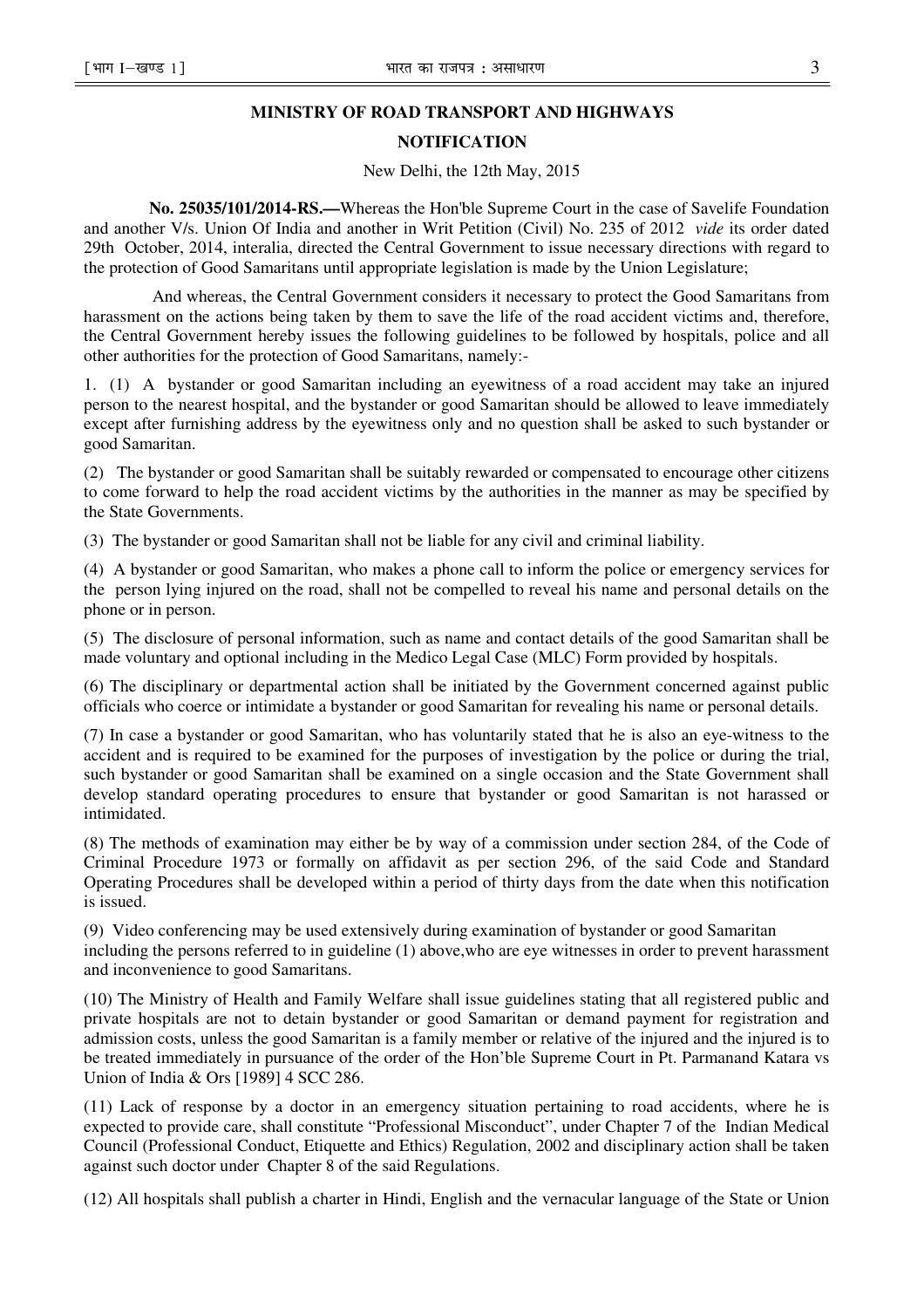## MINISTRY OF ROAD TRANSPORT AND HIGHWAYS

## NOTIFICATION

New Delhi, the 12th May, 2015

**No. 25035/101/2014-RS.—**Whereas the Hon'ble Supreme Court in the case of Savelife Foundation and another V/s. Union Of India and another in Writ Petition (Civil) No. 235 of 2012 *vide* its order dated 29th October, 2014, interalia, directed the Central Government to issue necessary directions with regard to the protection of Good Samaritans until appropriate legislation is made by the Union Legislature;

And whereas, the Central Government considers it necessary to protect the Good Samaritans from harassment on the actions being taken by them to save the life of the road accident victims and, therefore, the Central Government hereby issues the following guidelines to be followed by hospitals, police and all other authorities for the protection of Good Samaritans, namely:-

1. (1) A bystander or good Samaritan including an eyewitness of a road accident may take an injured person to the nearest hospital, and the bystander or good Samaritan should be allowed to leave immediately except after furnishing address by the eyewitness only and no question shall be asked to such bystander or good Samaritan.

(2) The bystander or good Samaritan shall be suitably rewarded or compensated to encourage other citizens to come forward to help the road accident victims by the authorities in the manner as may be specified by the State Governments.

(3) The bystander or good Samaritan shall not be liable for any civil and criminal liability.

(4) A bystander or good Samaritan, who makes a phone call to inform the police or emergency services for the person lying injured on the road, shall not be compelled to reveal his name and personal details on the phone or in person.

(5) The disclosure of personal information, such as name and contact details of the good Samaritan shall be made voluntary and optional including in the Medico Legal Case (MLC) Form provided by hospitals.

(6) The disciplinary or departmental action shall be initiated by the Government concerned against public officials who coerce or intimidate a bystander or good Samaritan for revealing his name or personal details.

(7) In case a bystander or good Samaritan, who has voluntarily stated that he is also an eye-witness to the accident and is required to be examined for the purposes of investigation by the police or during the trial, such bystander or good Samaritan shall be examined on a single occasion and the State Government shall develop standard operating procedures to ensure that bystander or good Samaritan is not harassed or intimidated.

(8) The methods of examination may either be by way of a commission under section 284, of the Code of Criminal Procedure 1973 or formally on affidavit as per section 296, of the said Code and Standard Operating Procedures shall be developed within a period of thirty days from the date when this notification is issued.

(9) Video conferencing may be used extensively during examination of bystander or good Samaritan including the persons referred to in guideline (1) above,who are eye witnesses in order to prevent harassment and inconvenience to good Samaritans.

(10) The Ministry of Health and Family Welfare shall issue guidelines stating that all registered public and private hospitals are not to detain bystander or good Samaritan or demand payment for registration and admission costs, unless the good Samaritan is a family member or relative of the injured and the injured is to be treated immediately in pursuance of the order of the Hon'ble Supreme Court in Pt. Parmanand Katara vs Union of India & Ors [1989] 4 SCC 286.

(11) Lack of response by a doctor in an emergency situation pertaining to road accidents, where he is expected to provide care, shall constitute "Professional Misconduct", under Chapter 7 of the Indian Medical Council (Professional Conduct, Etiquette and Ethics) Regulation, 2002 and disciplinary action shall be taken against such doctor under Chapter 8 of the said Regulations.

(12) All hospitals shall publish a charter in Hindi, English and the vernacular language of the State or Union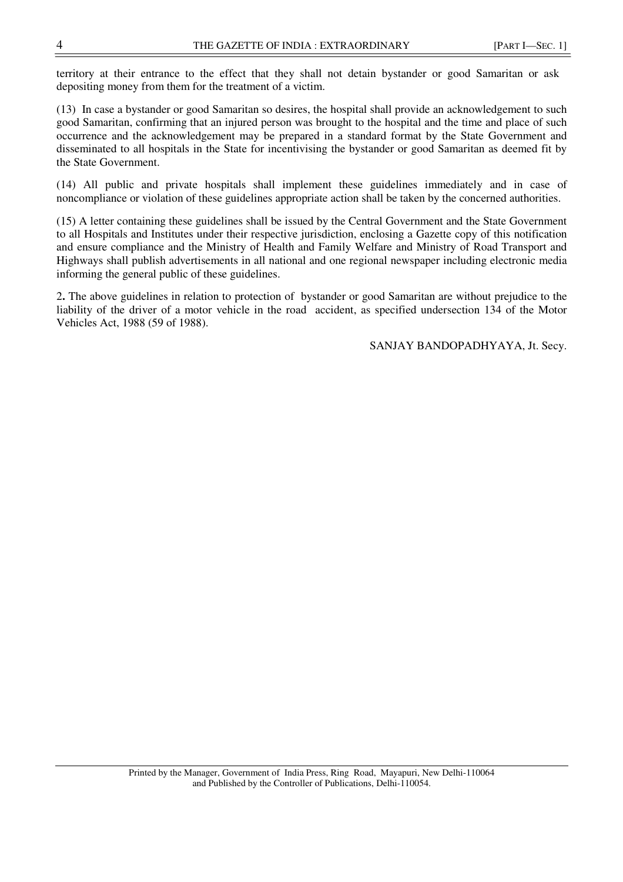territory at their entrance to the effect that they shall not detain bystander or good Samaritan or ask depositing money from them for the treatment of a victim.

(13) In case a bystander or good Samaritan so desires, the hospital shall provide an acknowledgement to such good Samaritan, confirming that an injured person was brought to the hospital and the time and place of such occurrence and the acknowledgement may be prepared in a standard format by the State Government and disseminated to all hospitals in the State for incentivising the bystander or good Samaritan as deemed fit by the State Government.

(14) All public and private hospitals shall implement these guidelines immediately and in case of noncompliance or violation of these guidelines appropriate action shall be taken by the concerned authorities.

(15) A letter containing these guidelines shall be issued by the Central Government and the State Government to all Hospitals and Institutes under their respective jurisdiction, enclosing a Gazette copy of this notification and ensure compliance and the Ministry of Health and Family Welfare and Ministry of Road Transport and Highways shall publish advertisements in all national and one regional newspaper including electronic media informing the general public of these guidelines.

**2.** The above guidelines in relation to protection of bystander or good Samaritan are without prejudice to the liability of the driver of a motor vehicle in the road accident, as specified undersection 134 of the Motor Vehicles Act, 1988 (59 of 1988).

SANJAY BANDOPADHYAYA, Jt. Secy.

Printed by the Manager, Government of India Press, Ring Road, Mayapuri, New Delhi-110064 and Published by the Controller of Publications, Delhi-110054.